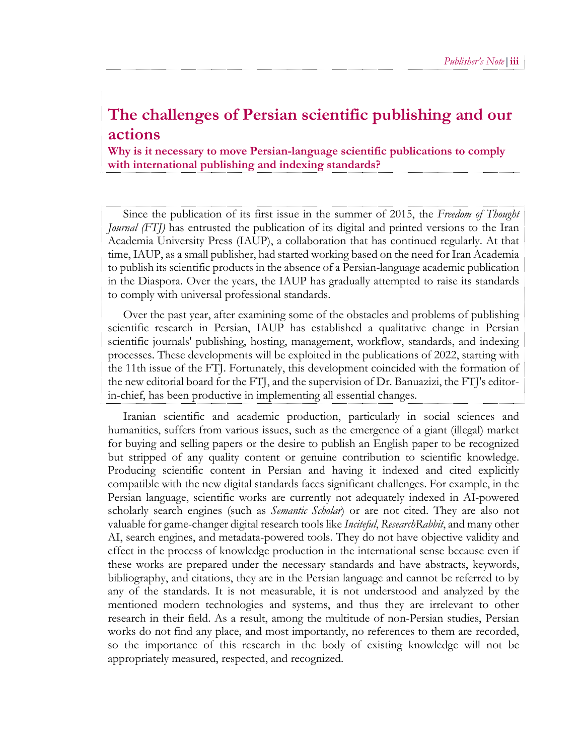# The challenges of Persian scientific publishing and our actions

**Why is it necessary to move Persian-language scientific publications to comply with international publishing and indexing standards?**

Since the publication of its first issue in the summer of 2015, the *Freedom of Thought Journal (FTJ)* has entrusted the publication of its digital and printed versions to the Iran Academia University Press (IAUP), a collaboration that has continued regularly. At that time, IAUP, as a small publisher, had started working based on the need for Iran Academia to publish its scientific products in the absence of a Persian-language academic publication in the Diaspora. Over the years, the IAUP has gradually attempted to raise its standards to comply with universal professional standards.

Over the past year, after examining some of the obstacles and problems of publishing scientific research in Persian, IAUP has established a qualitative change in Persian scientific journals' publishing, hosting, management, workflow, standards, and indexing processes. These developments will be exploited in the publications of 2022, starting with the 11th issue of the FTJ. Fortunately, this development coincided with the formation of the new editorial board for the FTJ, and the supervision of Dr. Banuazizi, the FTJ's editor-in-chief, has been productive in implementing all essential changes.

Iranian scientific and academic production, particularly in social sciences and humanities, suffers from various issues, such as the emergence of a giant (illegal) market for buying and selling papers or the desire to publish an English paper to be recognized but stripped of any quality content or genuine contribution to scientific knowledge. Producing scientific content in Persian and having it indexed and cited explicitly compatible with the new digital standards faces significant challenges. For example, in the Persian language, scientific works are currently not adequately indexed in AI-powered scholarly search engines (such as *Semantic Scholar*) or are not cited. They are also not valuable for game-changer digital research tools like *Inciteful*, *ResearchRabbit*, and many other AI, search engines, and metadata-powered tools. They do not have objective validity and effect in the process of knowledge production in the international sense because even if these works are prepared under the necessary standards and have abstracts, keywords, bibliography, and citations, they are in the Persian language and cannot be referred to by any of the standards. It is not measurable, it is not understood and analyzed by the mentioned modern technologies and systems, and thus they are irrelevant to other research in their field. As a result, among the multitude of non-Persian studies, Persian works do not find any place, and most importantly, no references to them are recorded, so the importance of this research in the body of existing knowledge will not be appropriately measured, respected, and recognized.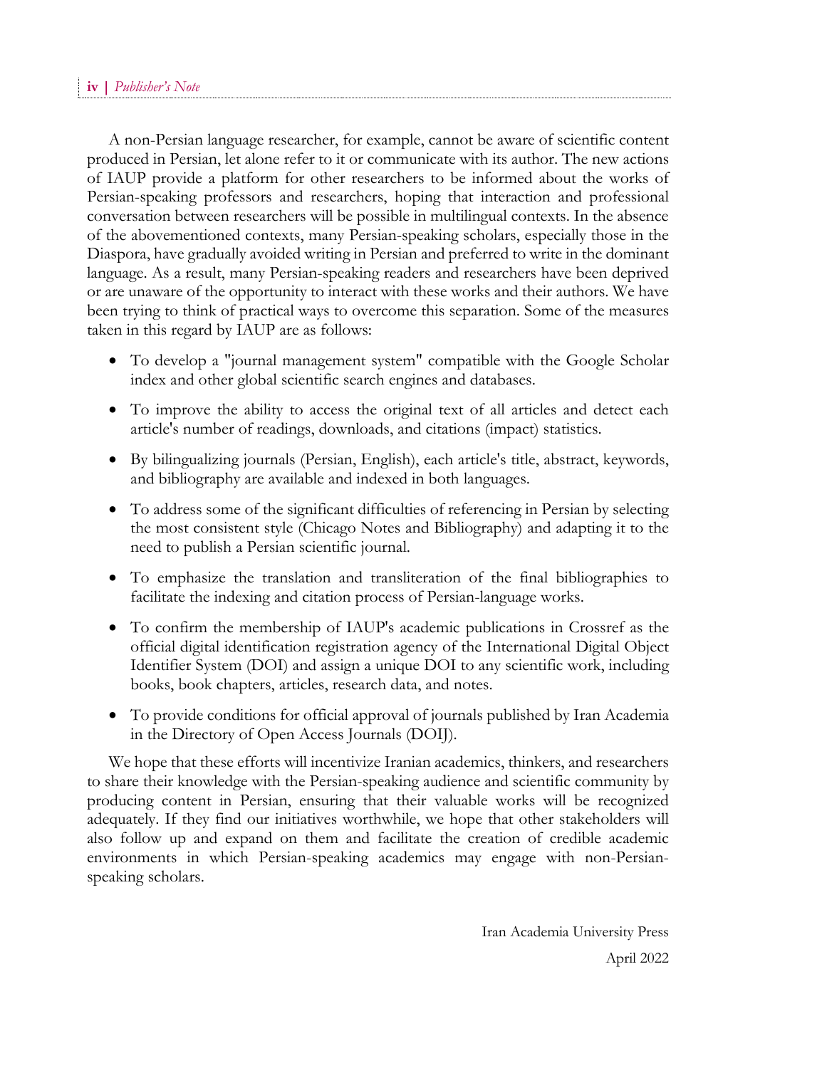A non-Persian language researcher, for example, cannot be aware of scientific content produced in Persian, let alone refer to it or communicate with its author. The new actions of IAUP provide a platform for other researchers to be informed about the works of Persian-speaking professors and researchers, hoping that interaction and professional conversation between researchers will be possible in multilingual contexts. In the absence of the abovementioned contexts, many Persian-speaking scholars, especially those in the Diaspora, have gradually avoided writing in Persian and preferred to write in the dominant language. As a result, many Persian-speaking readers and researchers have been deprived or are unaware of the opportunity to interact with these works and their authors. We have been trying to think of practical ways to overcome this separation. Some of the measures taken in this regard by IAUP are as follows:

- To develop a "journal management system" compatible with the Google Scholar index and other global scientific search engines and databases.
- To improve the ability to access the original text of all articles and detect each article's number of readings, downloads, and citations (impact) statistics.
- By bilingualizing journals (Persian, English), each article's title, abstract, keywords, and bibliography are available and indexed in both languages.
- To address some of the significant difficulties of referencing in Persian by selecting the most consistent style (Chicago Notes and Bibliography) and adapting it to the need to publish a Persian scientific journal.
- To emphasize the translation and transliteration of the final bibliographies to facilitate the indexing and citation process of Persian-language works.
- To confirm the membership of IAUP's academic publications in Crossref as the official digital identification registration agency of the International Digital Object Identifier System (DOI) and assign a unique DOI to any scientific work, including books, book chapters, articles, research data, and notes.
- To provide conditions for official approval of journals published by Iran Academia in the Directory of Open Access Journals (DOIJ).

We hope that these efforts will incentivize Iranian academics, thinkers, and researchers to share their knowledge with the Persian-speaking audience and scientific community by producing content in Persian, ensuring that their valuable works will be recognized adequately. If they find our initiatives worthwhile, we hope that other stakeholders will also follow up and expand on them and facilitate the creation of credible academic environments in which Persian-speaking academics may engage with non-Persian-speaking scholars.

Iran Academia University Press

April 2022